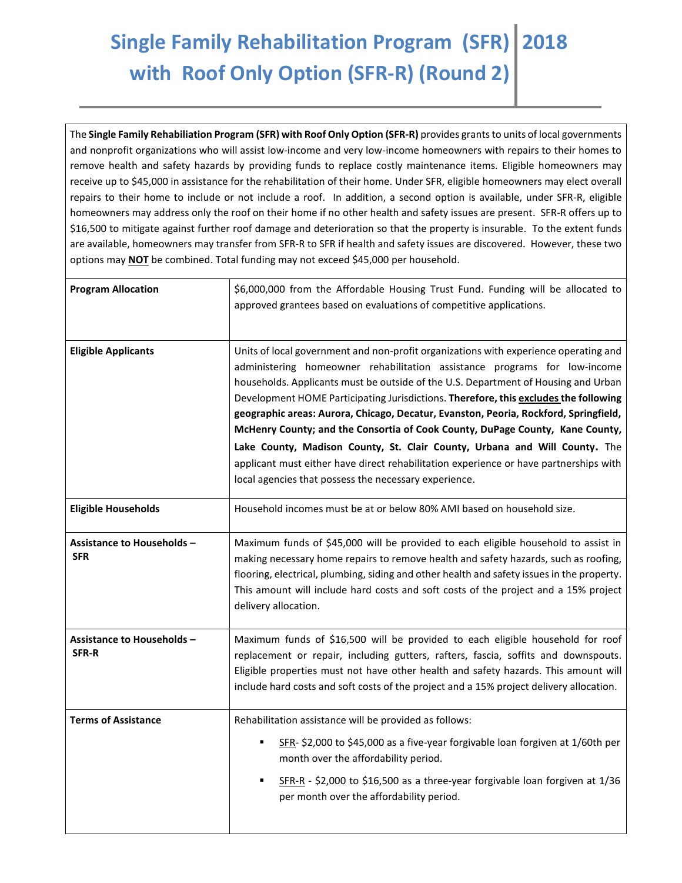# Single Family Rehabilitation Program (SFR) with Roof Only Option (SFR-R) (Round 2) | 2018

The **Single Family Rehabiliation Program (SFR) with Roof Only Option (SFR-R)** provides grants to units of local governments and nonprofit organizations who will assist low-income and very low-income homeowners with repairs to their homes to remove health and safety hazards by providing funds to replace costly maintenance items. Eligible homeowners may receive up to $45,000 in assistance for the rehabilitation of their home. Under SFR, eligible homeowners may elect overall repairs to their home to include or not include a roof. In addition, a second option is available, under SFR-R, eligible homeowners may address only the roof on their home if no other health and safety issues are present. SFR-R offers up to $16,500 to mitigate against further roof damage and deterioration so that the property is insurable. To the extent funds are available, homeowners may transfer from SFR-R to SFR if health and safety issues are discovered. However, these two options may **NOT** be combined. Total funding may not exceed $45,000 per household.

| | |
|---|---|
| **Program Allocation** | $6,000,000 from the Affordable Housing Trust Fund. Funding will be allocated to approved grantees based on evaluations of competitive applications. |
| **Eligible Applicants** | Units of local government and non-profit organizations with experience operating and administering homeowner rehabilitation assistance programs for low-income households. Applicants must be outside of the U.S. Department of Housing and Urban Development HOME Participating Jurisdictions. **Therefore, this excludes the following geographic areas: Aurora, Chicago, Decatur, Evanston, Peoria, Rockford, Springfield, McHenry County; and the Consortia of Cook County, DuPage County, Kane County, Lake County, Madison County, St. Clair County, Urbana and Will County.** The applicant must either have direct rehabilitation experience or have partnerships with local agencies that possess the necessary experience. |
| **Eligible Households** | Household incomes must be at or below 80% AMI based on household size. |
| **Assistance to Households – SFR** | Maximum funds of $45,000 will be provided to each eligible household to assist in making necessary home repairs to remove health and safety hazards, such as roofing, flooring, electrical, plumbing, siding and other health and safety issues in the property. This amount will include hard costs and soft costs of the project and a 15% project delivery allocation. |
| **Assistance to Households – SFR-R** | Maximum funds of $16,500 will be provided to each eligible household for roof replacement or repair, including gutters, rafters, fascia, soffits and downspouts. Eligible properties must not have other health and safety hazards. This amount will include hard costs and soft costs of the project and a 15% project delivery allocation. |
| **Terms of Assistance** | Rehabilitation assistance will be provided as follows:<br>▪ SFR- $2,000 to $45,000 as a five-year forgivable loan forgiven at 1/60th per month over the affordability period.<br>▪ SFR-R - $2,000 to $16,500 as a three-year forgivable loan forgiven at 1/36 per month over the affordability period. |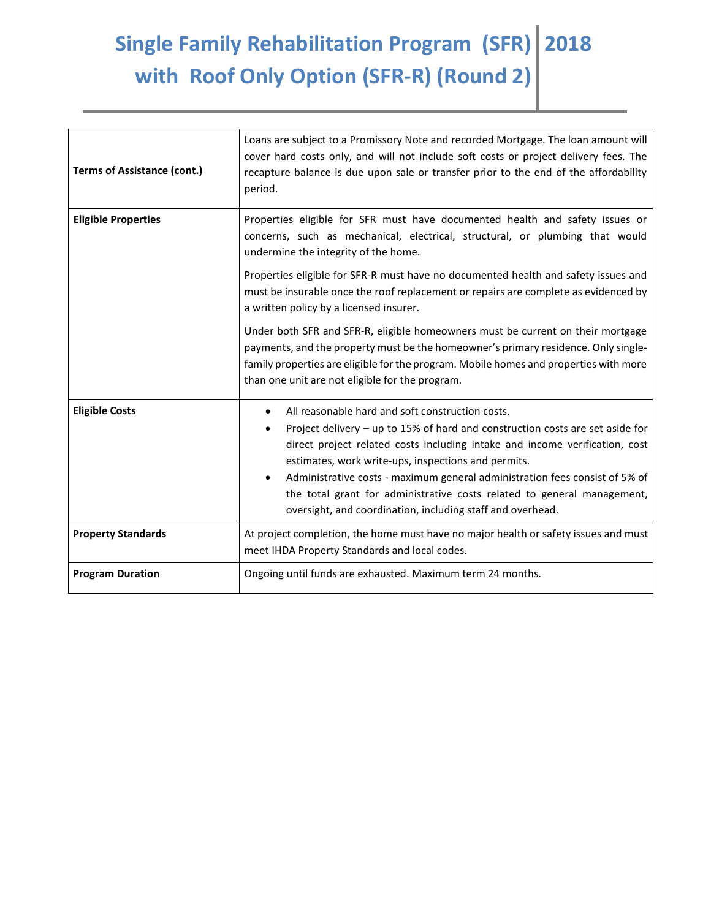# Single Family Rehabilitation Program (SFR) with Roof Only Option (SFR-R) (Round 2) 2018

| | |
|---|---|
| **Terms of Assistance (cont.)** | Loans are subject to a Promissory Note and recorded Mortgage. The loan amount will cover hard costs only, and will not include soft costs or project delivery fees. The recapture balance is due upon sale or transfer prior to the end of the affordability period. |
| **Eligible Properties** | Properties eligible for SFR must have documented health and safety issues or concerns, such as mechanical, electrical, structural, or plumbing that would undermine the integrity of the home.<br><br>Properties eligible for SFR-R must have no documented health and safety issues and must be insurable once the roof replacement or repairs are complete as evidenced by a written policy by a licensed insurer.<br><br>Under both SFR and SFR-R, eligible homeowners must be current on their mortgage payments, and the property must be the homeowner's primary residence. Only single-family properties are eligible for the program. Mobile homes and properties with more than one unit are not eligible for the program. |
| **Eligible Costs** | • All reasonable hard and soft construction costs.<br>• Project delivery – up to 15% of hard and construction costs are set aside for direct project related costs including intake and income verification, cost estimates, work write-ups, inspections and permits.<br>• Administrative costs - maximum general administration fees consist of 5% of the total grant for administrative costs related to general management, oversight, and coordination, including staff and overhead. |
| **Property Standards** | At project completion, the home must have no major health or safety issues and must meet IHDA Property Standards and local codes. |
| **Program Duration** | Ongoing until funds are exhausted. Maximum term 24 months. |